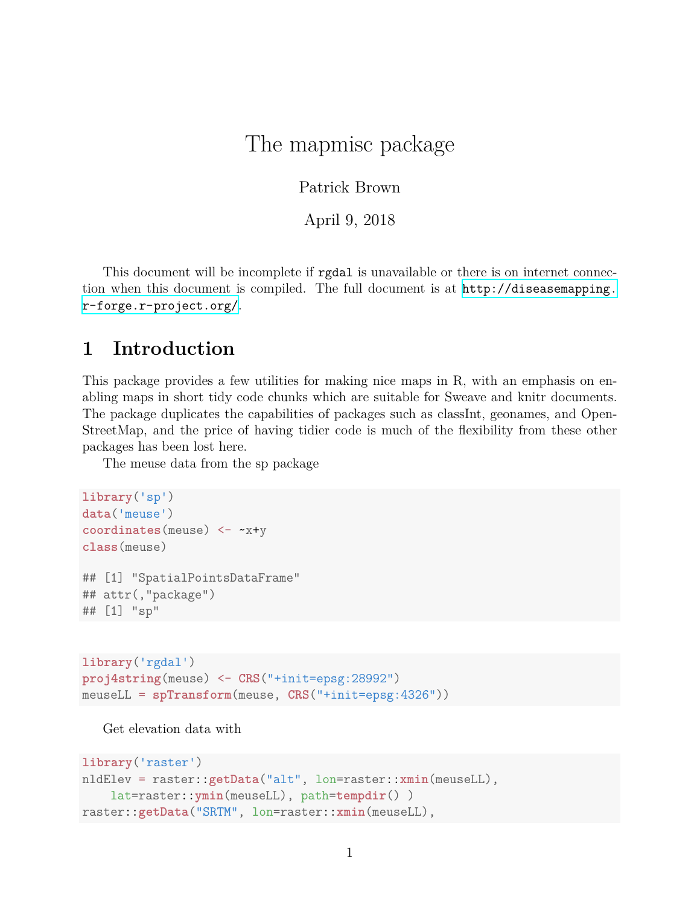# The mapmisc package

Patrick Brown

April 9, 2018

This document will be incomplete if `rgdal` is unavailable or there is on internet connection when this document is compiled. The full document is at http://diseasemapping.r-forge.r-project.org/.

## 1 Introduction

This package provides a few utilities for making nice maps in R, with an emphasis on enabling maps in short tidy code chunks which are suitable for Sweave and knitr documents. The package duplicates the capabilities of packages such as classInt, geonames, and OpenStreetMap, and the price of having tidier code is much of the flexibility from these other packages has been lost here.

The meuse data from the sp package

```
library('sp')
data('meuse')
coordinates(meuse) <- ~x+y
class(meuse)

## [1] "SpatialPointsDataFrame"
## attr(,"package")
## [1] "sp"
```

```
library('rgdal')
proj4string(meuse) <- CRS("+init=epsg:28992")
meuseLL = spTransform(meuse, CRS("+init=epsg:4326"))
```

Get elevation data with

```
library('raster')
nldElev = raster::getData("alt", lon=raster::xmin(meuseLL),
    lat=raster::ymin(meuseLL), path=tempdir() )
raster::getData("SRTM", lon=raster::xmin(meuseLL),
```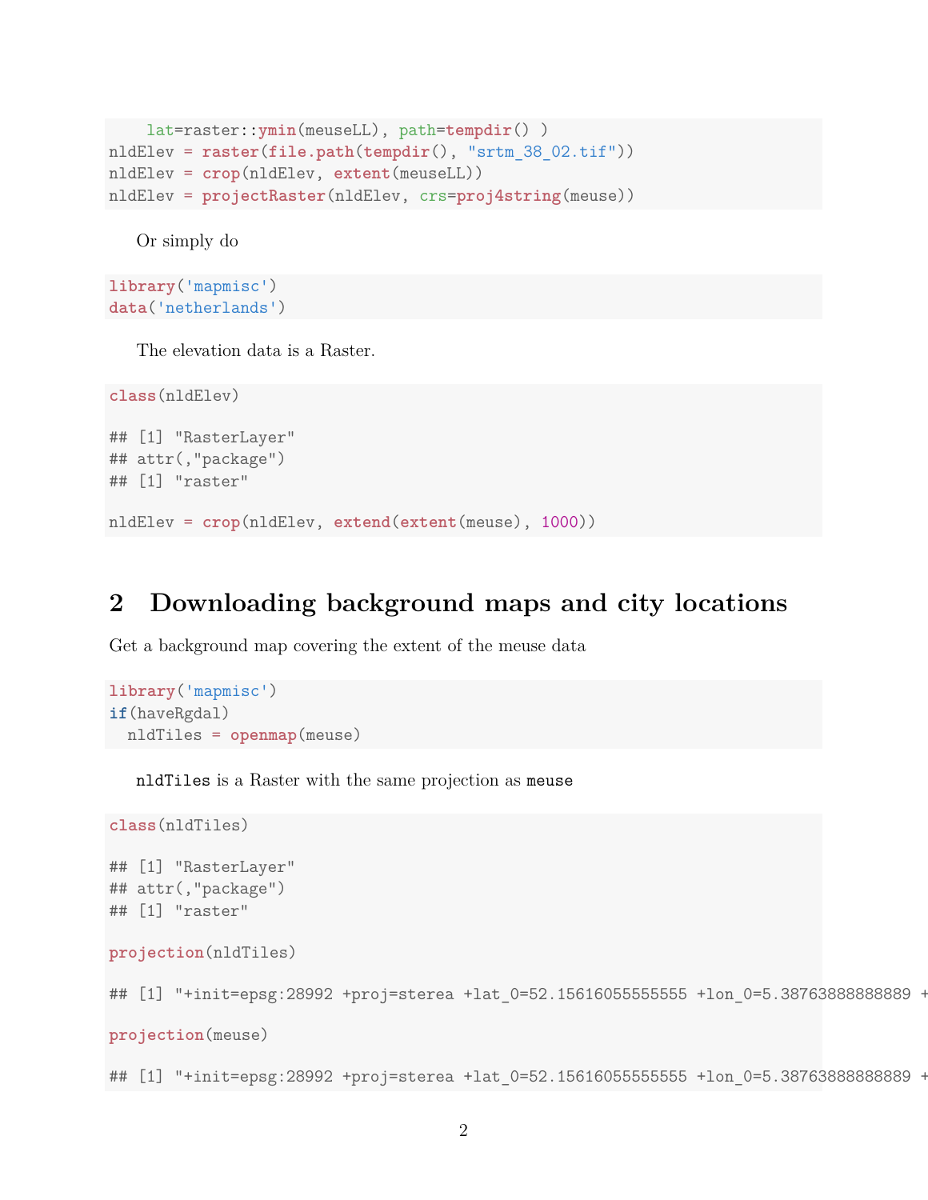```
    lat=raster::ymin(meuseLL), path=tempdir() )
nldElev = raster(file.path(tempdir(), "srtm_38_02.tif"))
nldElev = crop(nldElev, extent(meuseLL))
nldElev = projectRaster(nldElev, crs=proj4string(meuse))
```

Or simply do

```
library('mapmisc')
data('netherlands')
```

The elevation data is a Raster.

```
class(nldElev)

## [1] "RasterLayer"
## attr(,"package")
## [1] "raster"

nldElev = crop(nldElev, extend(extent(meuse), 1000))
```

# 2 Downloading background maps and city locations

Get a background map covering the extent of the meuse data

```
library('mapmisc')
if(haveRgdal)
  nldTiles = openmap(meuse)
```

`nldTiles` is a Raster with the same projection as `meuse`

```
class(nldTiles)

## [1] "RasterLayer"
## attr(,"package")
## [1] "raster"

projection(nldTiles)

## [1] "+init=epsg:28992 +proj=sterea +lat_0=52.15616055555555 +lon_0=5.38763888888889 +

projection(meuse)

## [1] "+init=epsg:28992 +proj=sterea +lat_0=52.15616055555555 +lon_0=5.38763888888889 +
```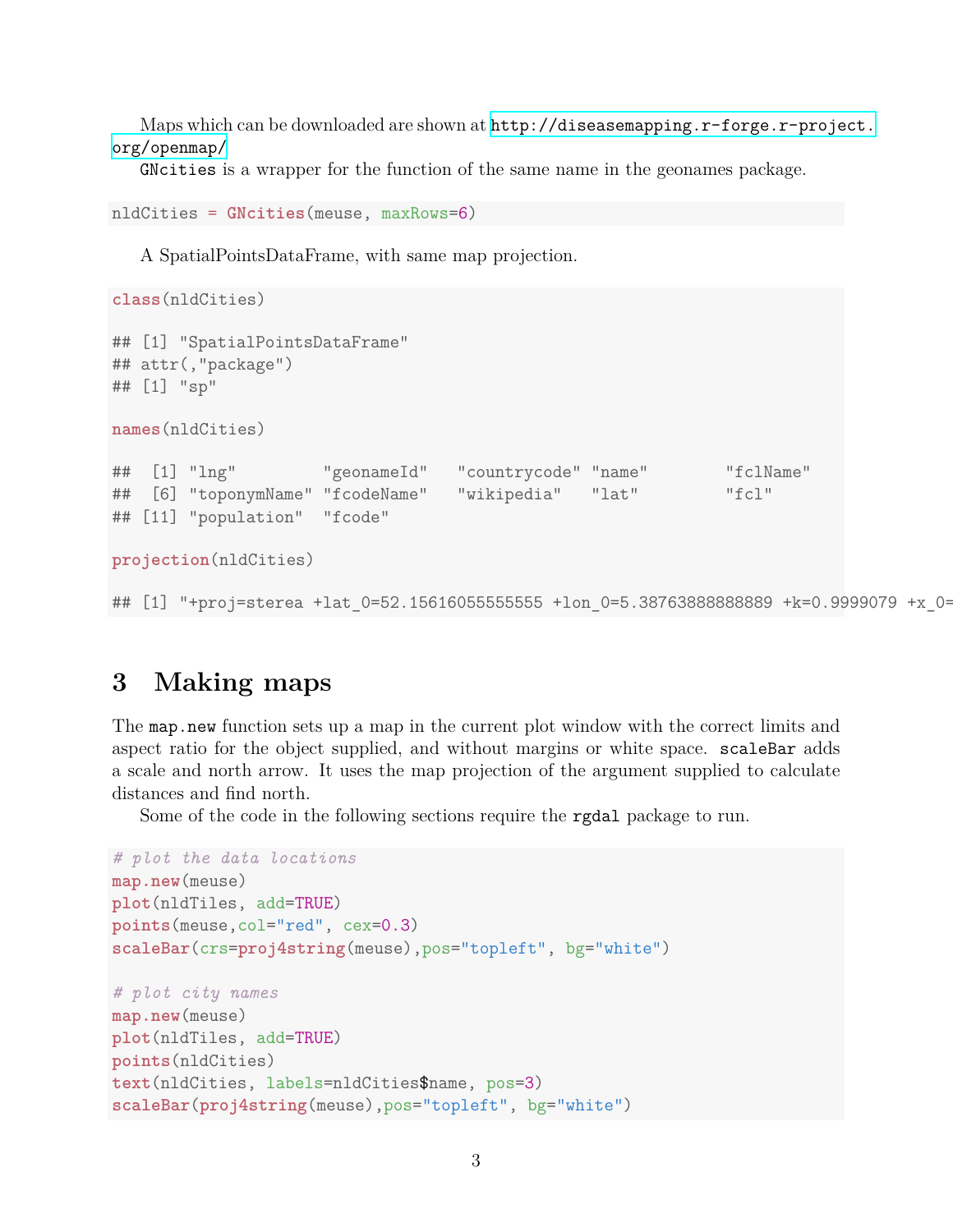Maps which can be downloaded are shown at http://diseasemapping.r-forge.r-project.org/openmap/

GNcities is a wrapper for the function of the same name in the geonames package.

```
nldCities = GNcities(meuse, maxRows=6)
```

A SpatialPointsDataFrame, with same map projection.

```
class(nldCities)

## [1] "SpatialPointsDataFrame"
## attr(,"package")
## [1] "sp"

names(nldCities)

##  [1] "lng"         "geonameId"   "countrycode" "name"        "fclName"
##  [6] "toponymName" "fcodeName"   "wikipedia"   "lat"         "fcl"
## [11] "population"  "fcode"

projection(nldCities)

## [1] "+proj=sterea +lat_0=52.15616055555555 +lon_0=5.38763888888889 +k=0.9999079 +x_0=
```

# 3 Making maps

The map.new function sets up a map in the current plot window with the correct limits and aspect ratio for the object supplied, and without margins or white space. scaleBar adds a scale and north arrow. It uses the map projection of the argument supplied to calculate distances and find north.

Some of the code in the following sections require the rgdal package to run.

```
# plot the data locations
map.new(meuse)
plot(nldTiles, add=TRUE)
points(meuse,col="red", cex=0.3)
scaleBar(crs=proj4string(meuse),pos="topleft", bg="white")

# plot city names
map.new(meuse)
plot(nldTiles, add=TRUE)
points(nldCities)
text(nldCities, labels=nldCities$name, pos=3)
scaleBar(proj4string(meuse),pos="topleft", bg="white")
```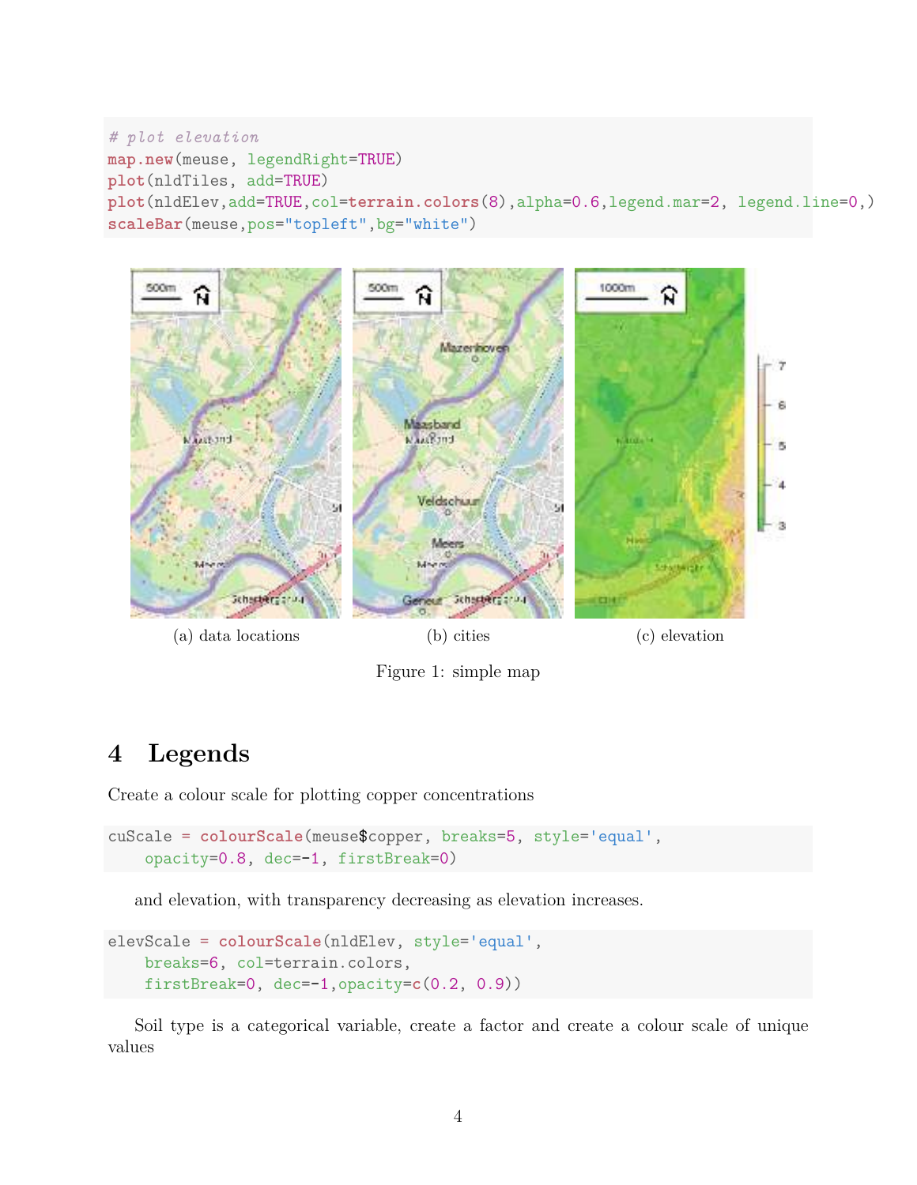```
# plot elevation
map.new(meuse, legendRight=TRUE)
plot(nldTiles, add=TRUE)
plot(nldElev,add=TRUE,col=terrain.colors(8),alpha=0.6,legend.mar=2, legend.line=0,)
scaleBar(meuse,pos="topleft",bg="white")
```

(a) data locations

(b) cities

(c) elevation

Figure 1: simple map

## 4 Legends

Create a colour scale for plotting copper concentrations

```
cuScale = colourScale(meuse$copper, breaks=5, style='equal',
    opacity=0.8, dec=-1, firstBreak=0)
```

and elevation, with transparency decreasing as elevation increases.

```
elevScale = colourScale(nldElev, style='equal',
    breaks=6, col=terrain.colors,
    firstBreak=0, dec=-1,opacity=c(0.2, 0.9))
```

Soil type is a categorical variable, create a factor and create a colour scale of unique values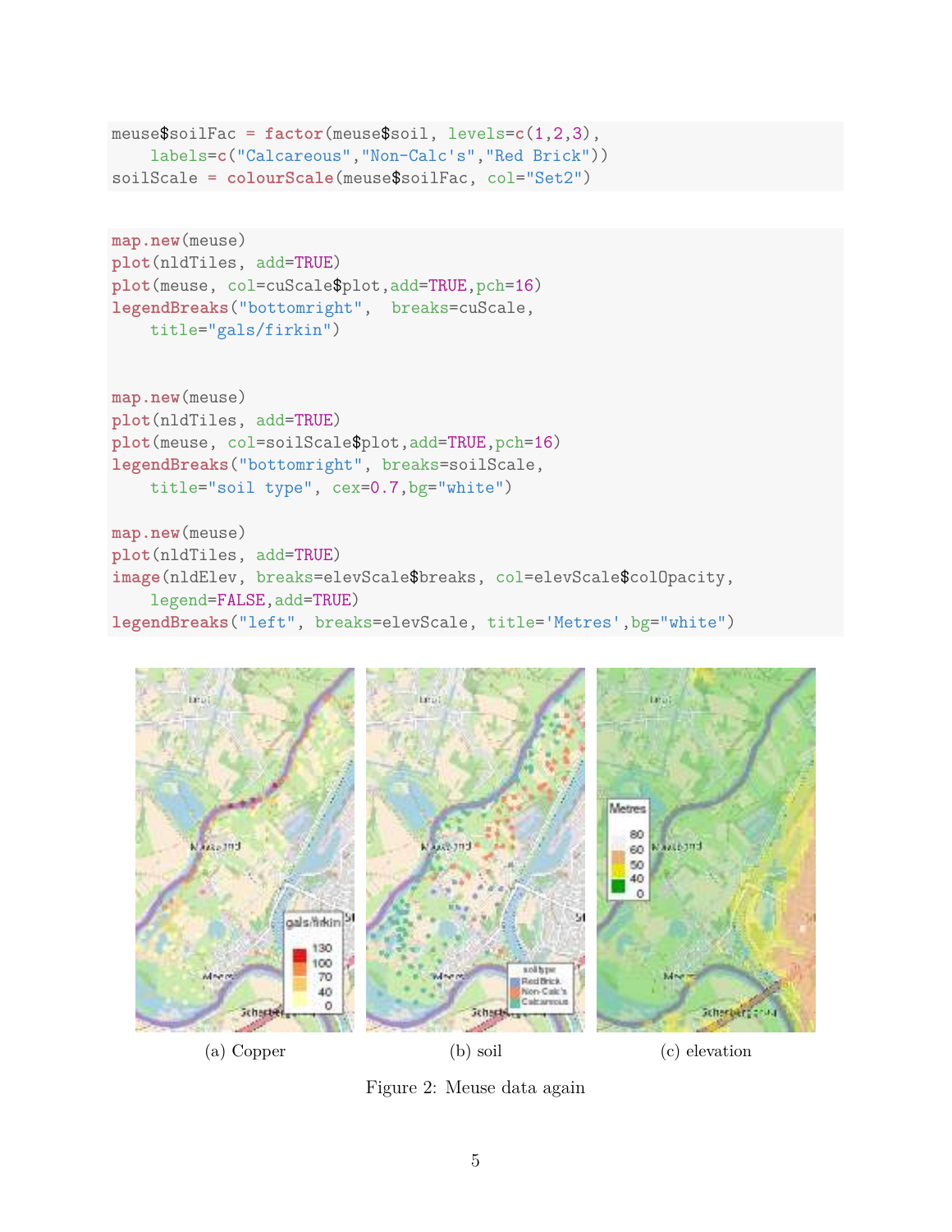```
meuse$soilFac = factor(meuse$soil, levels=c(1,2,3),
    labels=c("Calcareous","Non-Calc's","Red Brick"))
soilScale = colourScale(meuse$soilFac, col="Set2")
```

```
map.new(meuse)
plot(nldTiles, add=TRUE)
plot(meuse, col=cuScale$plot,add=TRUE,pch=16)
legendBreaks("bottomright",  breaks=cuScale,
    title="gals/firkin")


map.new(meuse)
plot(nldTiles, add=TRUE)
plot(meuse, col=soilScale$plot,add=TRUE,pch=16)
legendBreaks("bottomright", breaks=soilScale,
    title="soil type", cex=0.7,bg="white")

map.new(meuse)
plot(nldTiles, add=TRUE)
image(nldElev, breaks=elevScale$breaks, col=elevScale$colOpacity,
    legend=FALSE,add=TRUE)
legendBreaks("left", breaks=elevScale, title='Metres',bg="white")
```

(a) Copper

(b) soil

(c) elevation

Figure 2: Meuse data again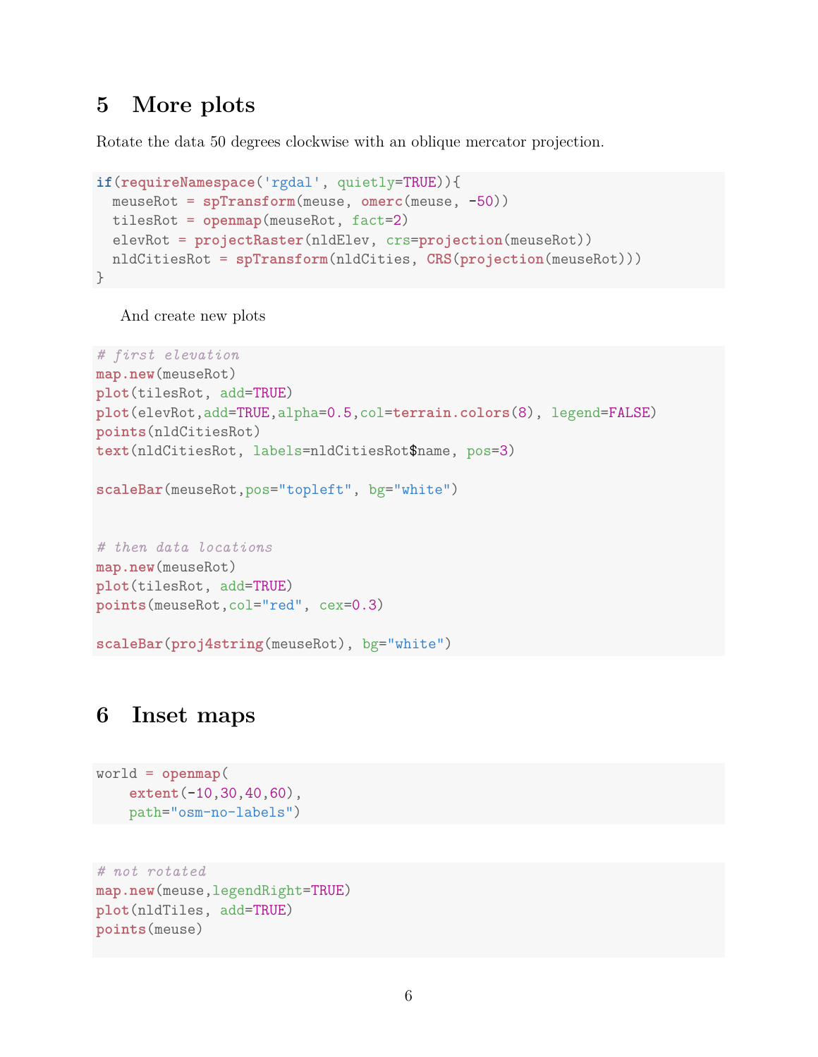## 5 More plots

Rotate the data 50 degrees clockwise with an oblique mercator projection.

```
if(requireNamespace('rgdal', quietly=TRUE)){
  meuseRot = spTransform(meuse, omerc(meuse, -50))
  tilesRot = openmap(meuseRot, fact=2)
  elevRot = projectRaster(nldElev, crs=projection(meuseRot))
  nldCitiesRot = spTransform(nldCities, CRS(projection(meuseRot)))
}
```

And create new plots

```
# first elevation
map.new(meuseRot)
plot(tilesRot, add=TRUE)
plot(elevRot,add=TRUE,alpha=0.5,col=terrain.colors(8), legend=FALSE)
points(nldCitiesRot)
text(nldCitiesRot, labels=nldCitiesRot$name, pos=3)

scaleBar(meuseRot,pos="topleft", bg="white")


# then data locations
map.new(meuseRot)
plot(tilesRot, add=TRUE)
points(meuseRot,col="red", cex=0.3)

scaleBar(proj4string(meuseRot), bg="white")
```

## 6 Inset maps

```
world = openmap(
    extent(-10,30,40,60),
    path="osm-no-labels")
```

```
# not rotated
map.new(meuse,legendRight=TRUE)
plot(nldTiles, add=TRUE)
points(meuse)
```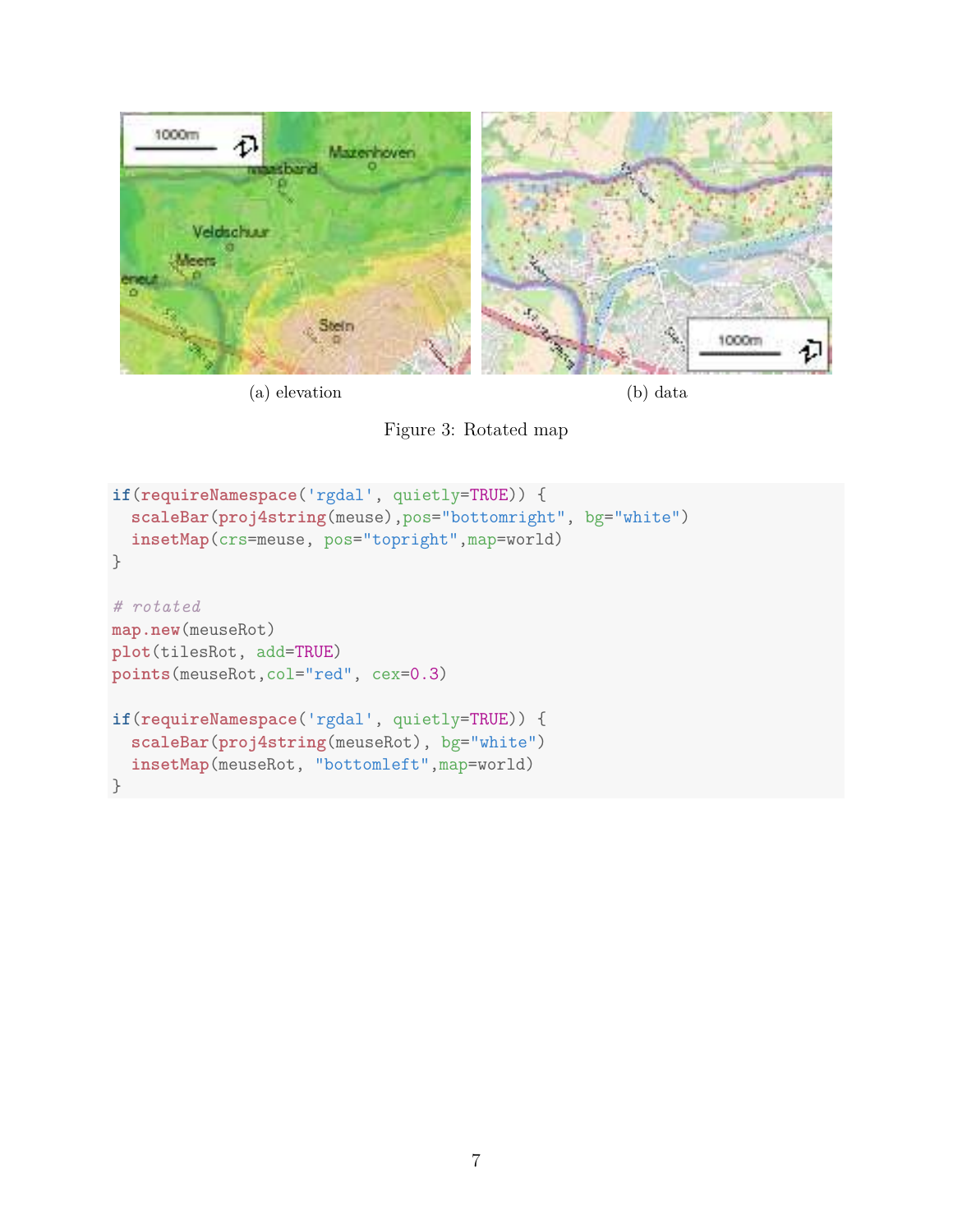(a) elevation

(b) data

Figure 3: Rotated map

```
if(requireNamespace('rgdal', quietly=TRUE)) {
  scaleBar(proj4string(meuse),pos="bottomright", bg="white")
  insetMap(crs=meuse, pos="topright",map=world)
}

# rotated
map.new(meuseRot)
plot(tilesRot, add=TRUE)
points(meuseRot,col="red", cex=0.3)

if(requireNamespace('rgdal', quietly=TRUE)) {
  scaleBar(proj4string(meuseRot), bg="white")
  insetMap(meuseRot, "bottomleft",map=world)
}
```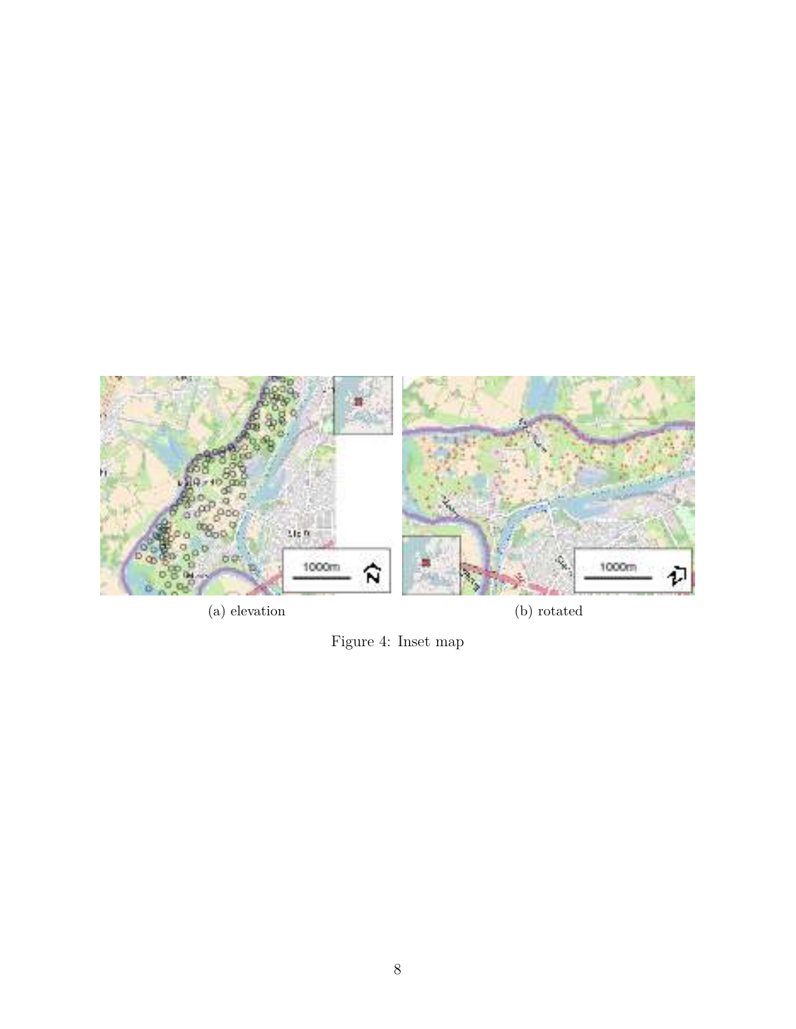1000m

(a) elevation

1000m

(b) rotated

Figure 4: Inset map